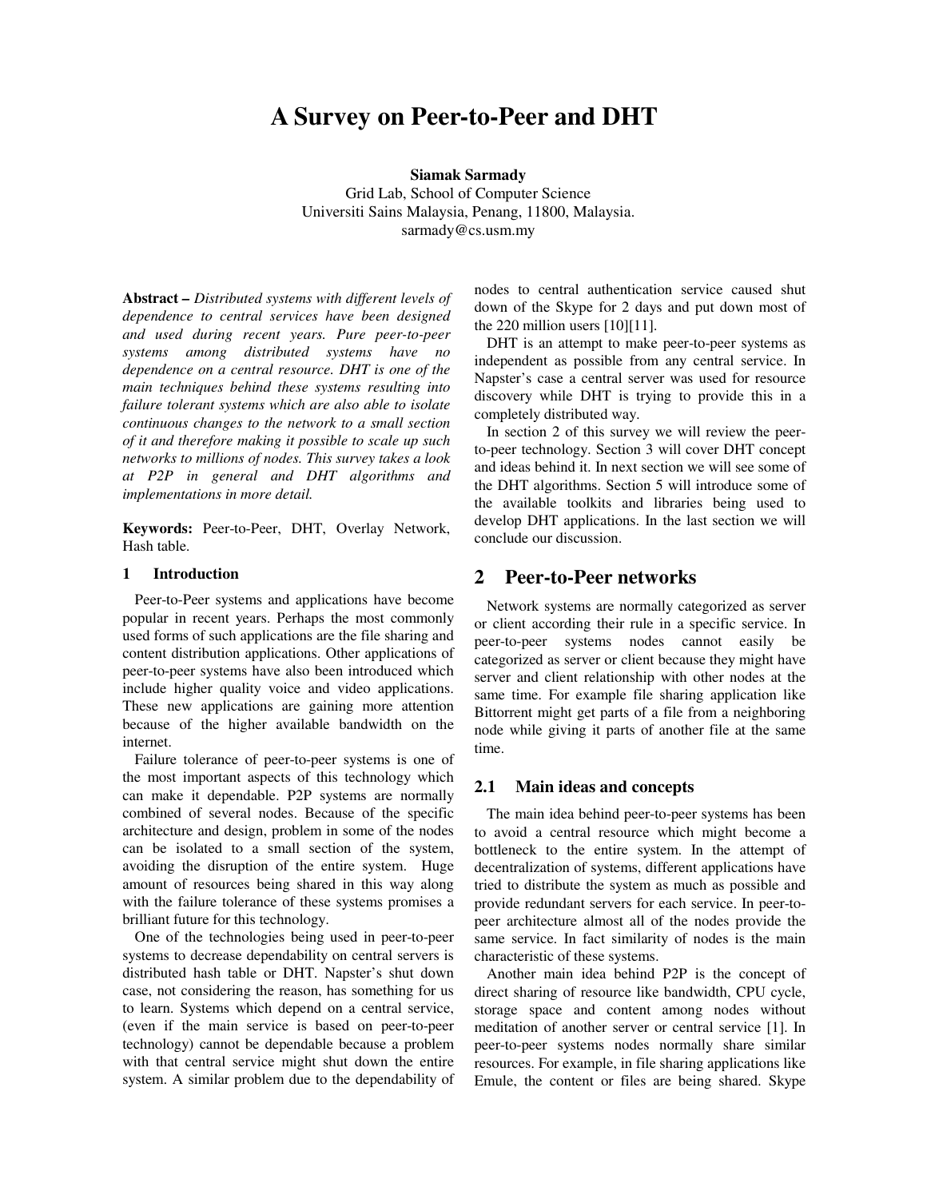# A Survey on Peer-to-Peer and DHT

**Siamak Sarmady**
Grid Lab, School of Computer Science
Universiti Sains Malaysia, Penang, 11800, Malaysia.
sarmady@cs.usm.my

**Abstract –** *Distributed systems with different levels of dependence to central services have been designed and used during recent years. Pure peer-to-peer systems among distributed systems have no dependence on a central resource. DHT is one of the main techniques behind these systems resulting into failure tolerant systems which are also able to isolate continuous changes to the network to a small section of it and therefore making it possible to scale up such networks to millions of nodes. This survey takes a look at P2P in general and DHT algorithms and implementations in more detail.*

**Keywords:** Peer-to-Peer, DHT, Overlay Network, Hash table.

## 1 Introduction

Peer-to-Peer systems and applications have become popular in recent years. Perhaps the most commonly used forms of such applications are the file sharing and content distribution applications. Other applications of peer-to-peer systems have also been introduced which include higher quality voice and video applications. These new applications are gaining more attention because of the higher available bandwidth on the internet.

Failure tolerance of peer-to-peer systems is one of the most important aspects of this technology which can make it dependable. P2P systems are normally combined of several nodes. Because of the specific architecture and design, problem in some of the nodes can be isolated to a small section of the system, avoiding the disruption of the entire system. Huge amount of resources being shared in this way along with the failure tolerance of these systems promises a brilliant future for this technology.

One of the technologies being used in peer-to-peer systems to decrease dependability on central servers is distributed hash table or DHT. Napster's shut down case, not considering the reason, has something for us to learn. Systems which depend on a central service, (even if the main service is based on peer-to-peer technology) cannot be dependable because a problem with that central service might shut down the entire system. A similar problem due to the dependability of nodes to central authentication service caused shut down of the Skype for 2 days and put down most of the 220 million users [10][11].

DHT is an attempt to make peer-to-peer systems as independent as possible from any central service. In Napster's case a central server was used for resource discovery while DHT is trying to provide this in a completely distributed way.

In section 2 of this survey we will review the peer-to-peer technology. Section 3 will cover DHT concept and ideas behind it. In next section we will see some of the DHT algorithms. Section 5 will introduce some of the available toolkits and libraries being used to develop DHT applications. In the last section we will conclude our discussion.

## 2 Peer-to-Peer networks

Network systems are normally categorized as server or client according their rule in a specific service. In peer-to-peer systems nodes cannot easily be categorized as server or client because they might have server and client relationship with other nodes at the same time. For example file sharing application like Bittorrent might get parts of a file from a neighboring node while giving it parts of another file at the same time.

### 2.1 Main ideas and concepts

The main idea behind peer-to-peer systems has been to avoid a central resource which might become a bottleneck to the entire system. In the attempt of decentralization of systems, different applications have tried to distribute the system as much as possible and provide redundant servers for each service. In peer-to-peer architecture almost all of the nodes provide the same service. In fact similarity of nodes is the main characteristic of these systems.

Another main idea behind P2P is the concept of direct sharing of resource like bandwidth, CPU cycle, storage space and content among nodes without meditation of another server or central service [1]. In peer-to-peer systems nodes normally share similar resources. For example, in file sharing applications like Emule, the content or files are being shared. Skype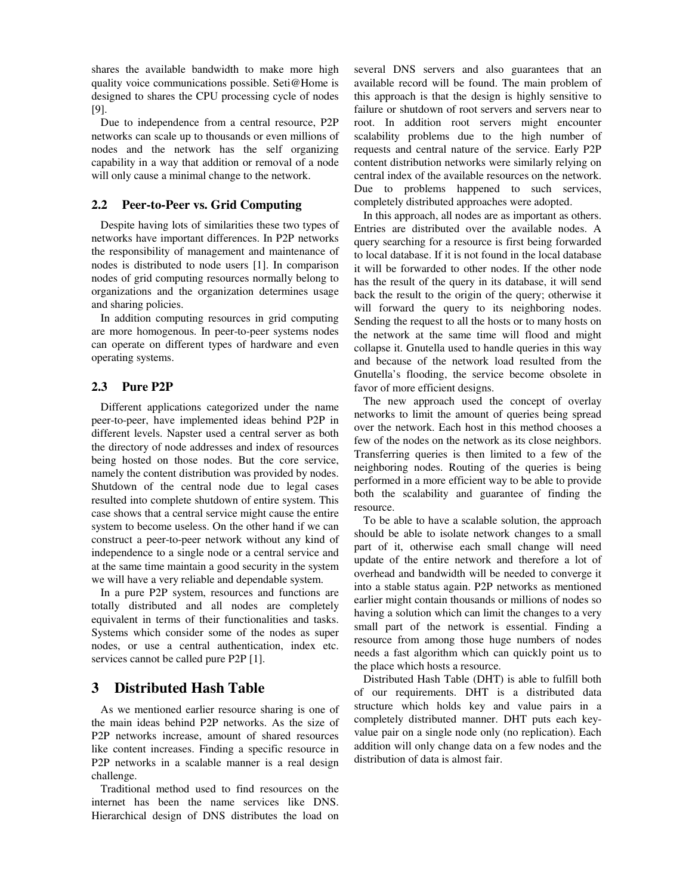shares the available bandwidth to make more high quality voice communications possible. Seti@Home is designed to shares the CPU processing cycle of nodes [9].

Due to independence from a central resource, P2P networks can scale up to thousands or even millions of nodes and the network has the self organizing capability in a way that addition or removal of a node will only cause a minimal change to the network.

### 2.2 Peer-to-Peer vs. Grid Computing

Despite having lots of similarities these two types of networks have important differences. In P2P networks the responsibility of management and maintenance of nodes is distributed to node users [1]. In comparison nodes of grid computing resources normally belong to organizations and the organization determines usage and sharing policies.

In addition computing resources in grid computing are more homogenous. In peer-to-peer systems nodes can operate on different types of hardware and even operating systems.

### 2.3 Pure P2P

Different applications categorized under the name peer-to-peer, have implemented ideas behind P2P in different levels. Napster used a central server as both the directory of node addresses and index of resources being hosted on those nodes. But the core service, namely the content distribution was provided by nodes. Shutdown of the central node due to legal cases resulted into complete shutdown of entire system. This case shows that a central service might cause the entire system to become useless. On the other hand if we can construct a peer-to-peer network without any kind of independence to a single node or a central service and at the same time maintain a good security in the system we will have a very reliable and dependable system.

In a pure P2P system, resources and functions are totally distributed and all nodes are completely equivalent in terms of their functionalities and tasks. Systems which consider some of the nodes as super nodes, or use a central authentication, index etc. services cannot be called pure P2P [1].

## 3 Distributed Hash Table

As we mentioned earlier resource sharing is one of the main ideas behind P2P networks. As the size of P2P networks increase, amount of shared resources like content increases. Finding a specific resource in P2P networks in a scalable manner is a real design challenge.

Traditional method used to find resources on the internet has been the name services like DNS. Hierarchical design of DNS distributes the load on several DNS servers and also guarantees that an available record will be found. The main problem of this approach is that the design is highly sensitive to failure or shutdown of root servers and servers near to root. In addition root servers might encounter scalability problems due to the high number of requests and central nature of the service. Early P2P content distribution networks were similarly relying on central index of the available resources on the network. Due to problems happened to such services, completely distributed approaches were adopted.

In this approach, all nodes are as important as others. Entries are distributed over the available nodes. A query searching for a resource is first being forwarded to local database. If it is not found in the local database it will be forwarded to other nodes. If the other node has the result of the query in its database, it will send back the result to the origin of the query; otherwise it will forward the query to its neighboring nodes. Sending the request to all the hosts or to many hosts on the network at the same time will flood and might collapse it. Gnutella used to handle queries in this way and because of the network load resulted from the Gnutella's flooding, the service become obsolete in favor of more efficient designs.

The new approach used the concept of overlay networks to limit the amount of queries being spread over the network. Each host in this method chooses a few of the nodes on the network as its close neighbors. Transferring queries is then limited to a few of the neighboring nodes. Routing of the queries is being performed in a more efficient way to be able to provide both the scalability and guarantee of finding the resource.

To be able to have a scalable solution, the approach should be able to isolate network changes to a small part of it, otherwise each small change will need update of the entire network and therefore a lot of overhead and bandwidth will be needed to converge it into a stable status again. P2P networks as mentioned earlier might contain thousands or millions of nodes so having a solution which can limit the changes to a very small part of the network is essential. Finding a resource from among those huge numbers of nodes needs a fast algorithm which can quickly point us to the place which hosts a resource.

Distributed Hash Table (DHT) is able to fulfill both of our requirements. DHT is a distributed data structure which holds key and value pairs in a completely distributed manner. DHT puts each key-value pair on a single node only (no replication). Each addition will only change data on a few nodes and the distribution of data is almost fair.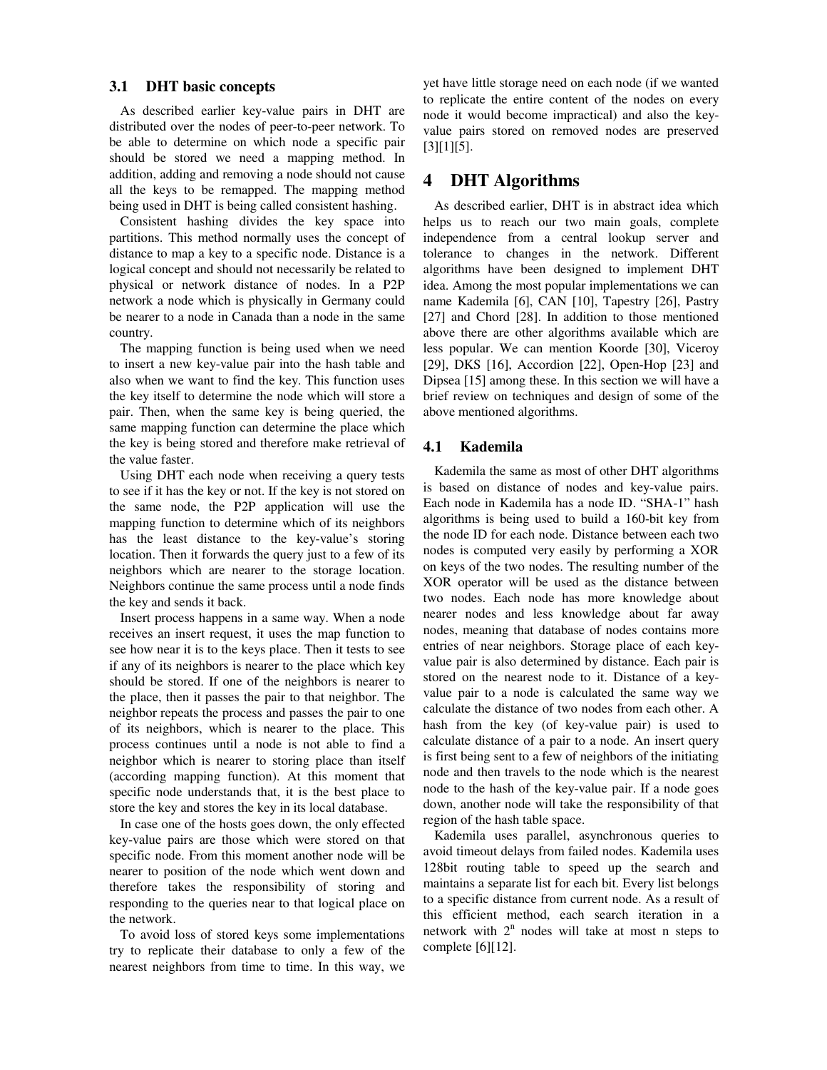### 3.1 DHT basic concepts

As described earlier key-value pairs in DHT are distributed over the nodes of peer-to-peer network. To be able to determine on which node a specific pair should be stored we need a mapping method. In addition, adding and removing a node should not cause all the keys to be remapped. The mapping method being used in DHT is being called consistent hashing.

Consistent hashing divides the key space into partitions. This method normally uses the concept of distance to map a key to a specific node. Distance is a logical concept and should not necessarily be related to physical or network distance of nodes. In a P2P network a node which is physically in Germany could be nearer to a node in Canada than a node in the same country.

The mapping function is being used when we need to insert a new key-value pair into the hash table and also when we want to find the key. This function uses the key itself to determine the node which will store a pair. Then, when the same key is being queried, the same mapping function can determine the place which the key is being stored and therefore make retrieval of the value faster.

Using DHT each node when receiving a query tests to see if it has the key or not. If the key is not stored on the same node, the P2P application will use the mapping function to determine which of its neighbors has the least distance to the key-value's storing location. Then it forwards the query just to a few of its neighbors which are nearer to the storage location. Neighbors continue the same process until a node finds the key and sends it back.

Insert process happens in a same way. When a node receives an insert request, it uses the map function to see how near it is to the keys place. Then it tests to see if any of its neighbors is nearer to the place which key should be stored. If one of the neighbors is nearer to the place, then it passes the pair to that neighbor. The neighbor repeats the process and passes the pair to one of its neighbors, which is nearer to the place. This process continues until a node is not able to find a neighbor which is nearer to storing place than itself (according mapping function). At this moment that specific node understands that, it is the best place to store the key and stores the key in its local database.

In case one of the hosts goes down, the only effected key-value pairs are those which were stored on that specific node. From this moment another node will be nearer to position of the node which went down and therefore takes the responsibility of storing and responding to the queries near to that logical place on the network.

To avoid loss of stored keys some implementations try to replicate their database to only a few of the nearest neighbors from time to time. In this way, we yet have little storage need on each node (if we wanted to replicate the entire content of the nodes on every node it would become impractical) and also the key-value pairs stored on removed nodes are preserved [3][1][5].

## 4 DHT Algorithms

As described earlier, DHT is in abstract idea which helps us to reach our two main goals, complete independence from a central lookup server and tolerance to changes in the network. Different algorithms have been designed to implement DHT idea. Among the most popular implementations we can name Kademila [6], CAN [10], Tapestry [26], Pastry [27] and Chord [28]. In addition to those mentioned above there are other algorithms available which are less popular. We can mention Koorde [30], Viceroy [29], DKS [16], Accordion [22], Open-Hop [23] and Dipsea [15] among these. In this section we will have a brief review on techniques and design of some of the above mentioned algorithms.

### 4.1 Kademila

Kademila the same as most of other DHT algorithms is based on distance of nodes and key-value pairs. Each node in Kademila has a node ID. "SHA-1" hash algorithms is being used to build a 160-bit key from the node ID for each node. Distance between each two nodes is computed very easily by performing a XOR on keys of the two nodes. The resulting number of the XOR operator will be used as the distance between two nodes. Each node has more knowledge about nearer nodes and less knowledge about far away nodes, meaning that database of nodes contains more entries of near neighbors. Storage place of each key-value pair is also determined by distance. Each pair is stored on the nearest node to it. Distance of a key-value pair to a node is calculated the same way we calculate the distance of two nodes from each other. A hash from the key (of key-value pair) is used to calculate distance of a pair to a node. An insert query is first being sent to a few of neighbors of the initiating node and then travels to the node which is the nearest node to the hash of the key-value pair. If a node goes down, another node will take the responsibility of that region of the hash table space.

Kademila uses parallel, asynchronous queries to avoid timeout delays from failed nodes. Kademila uses 128bit routing table to speed up the search and maintains a separate list for each bit. Every list belongs to a specific distance from current node. As a result of this efficient method, each search iteration in a network with $2^n$ nodes will take at most n steps to complete [6][12].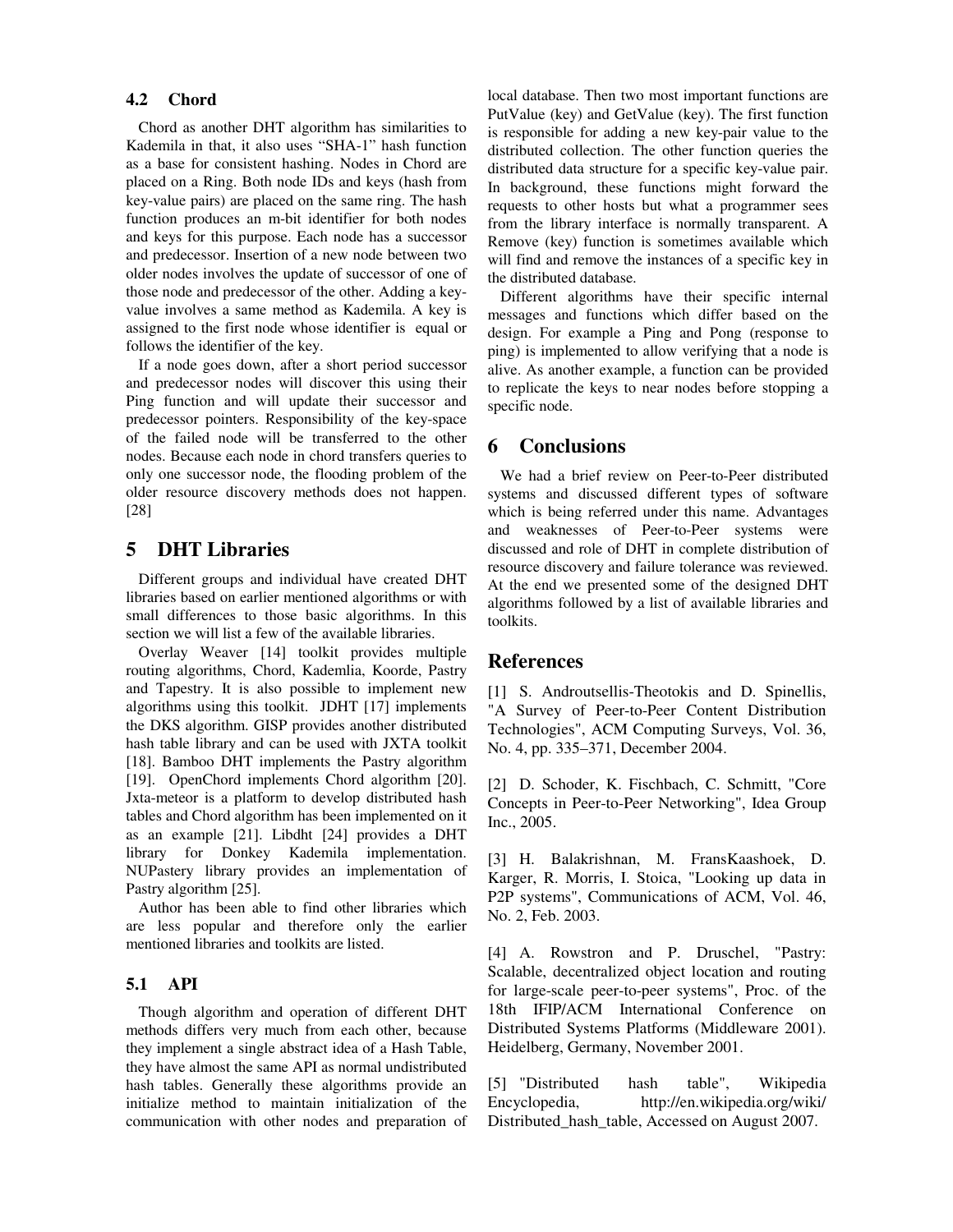### 4.2 Chord

Chord as another DHT algorithm has similarities to Kademila in that, it also uses "SHA-1" hash function as a base for consistent hashing. Nodes in Chord are placed on a Ring. Both node IDs and keys (hash from key-value pairs) are placed on the same ring. The hash function produces an m-bit identifier for both nodes and keys for this purpose. Each node has a successor and predecessor. Insertion of a new node between two older nodes involves the update of successor of one of those node and predecessor of the other. Adding a key-value involves a same method as Kademila. A key is assigned to the first node whose identifier is equal or follows the identifier of the key.

If a node goes down, after a short period successor and predecessor nodes will discover this using their Ping function and will update their successor and predecessor pointers. Responsibility of the key-space of the failed node will be transferred to the other nodes. Because each node in chord transfers queries to only one successor node, the flooding problem of the older resource discovery methods does not happen. [28]

## 5 DHT Libraries

Different groups and individual have created DHT libraries based on earlier mentioned algorithms or with small differences to those basic algorithms. In this section we will list a few of the available libraries.

Overlay Weaver [14] toolkit provides multiple routing algorithms, Chord, Kademlia, Koorde, Pastry and Tapestry. It is also possible to implement new algorithms using this toolkit. JDHT [17] implements the DKS algorithm. GISP provides another distributed hash table library and can be used with JXTA toolkit [18]. Bamboo DHT implements the Pastry algorithm [19]. OpenChord implements Chord algorithm [20]. Jxta-meteor is a platform to develop distributed hash tables and Chord algorithm has been implemented on it as an example [21]. Libdht [24] provides a DHT library for Donkey Kademila implementation. NUPastery library provides an implementation of Pastry algorithm [25].

Author has been able to find other libraries which are less popular and therefore only the earlier mentioned libraries and toolkits are listed.

### 5.1 API

Though algorithm and operation of different DHT methods differs very much from each other, because they implement a single abstract idea of a Hash Table, they have almost the same API as normal undistributed hash tables. Generally these algorithms provide an initialize method to maintain initialization of the communication with other nodes and preparation of local database. Then two most important functions are PutValue (key) and GetValue (key). The first function is responsible for adding a new key-pair value to the distributed collection. The other function queries the distributed data structure for a specific key-value pair. In background, these functions might forward the requests to other hosts but what a programmer sees from the library interface is normally transparent. A Remove (key) function is sometimes available which will find and remove the instances of a specific key in the distributed database.

Different algorithms have their specific internal messages and functions which differ based on the design. For example a Ping and Pong (response to ping) is implemented to allow verifying that a node is alive. As another example, a function can be provided to replicate the keys to near nodes before stopping a specific node.

## 6 Conclusions

We had a brief review on Peer-to-Peer distributed systems and discussed different types of software which is being referred under this name. Advantages and weaknesses of Peer-to-Peer systems were discussed and role of DHT in complete distribution of resource discovery and failure tolerance was reviewed. At the end we presented some of the designed DHT algorithms followed by a list of available libraries and toolkits.

## References

[1] S. Androutsellis-Theotokis and D. Spinellis, "A Survey of Peer-to-Peer Content Distribution Technologies", ACM Computing Surveys, Vol. 36, No. 4, pp. 335–371, December 2004.

[2] D. Schoder, K. Fischbach, C. Schmitt, "Core Concepts in Peer-to-Peer Networking", Idea Group Inc., 2005.

[3] H. Balakrishnan, M. FransKaashoek, D. Karger, R. Morris, I. Stoica, "Looking up data in P2P systems", Communications of ACM, Vol. 46, No. 2, Feb. 2003.

[4] A. Rowstron and P. Druschel, "Pastry: Scalable, decentralized object location and routing for large-scale peer-to-peer systems", Proc. of the 18th IFIP/ACM International Conference on Distributed Systems Platforms (Middleware 2001). Heidelberg, Germany, November 2001.

[5] "Distributed hash table", Wikipedia Encyclopedia, http://en.wikipedia.org/wiki/Distributed_hash_table, Accessed on August 2007.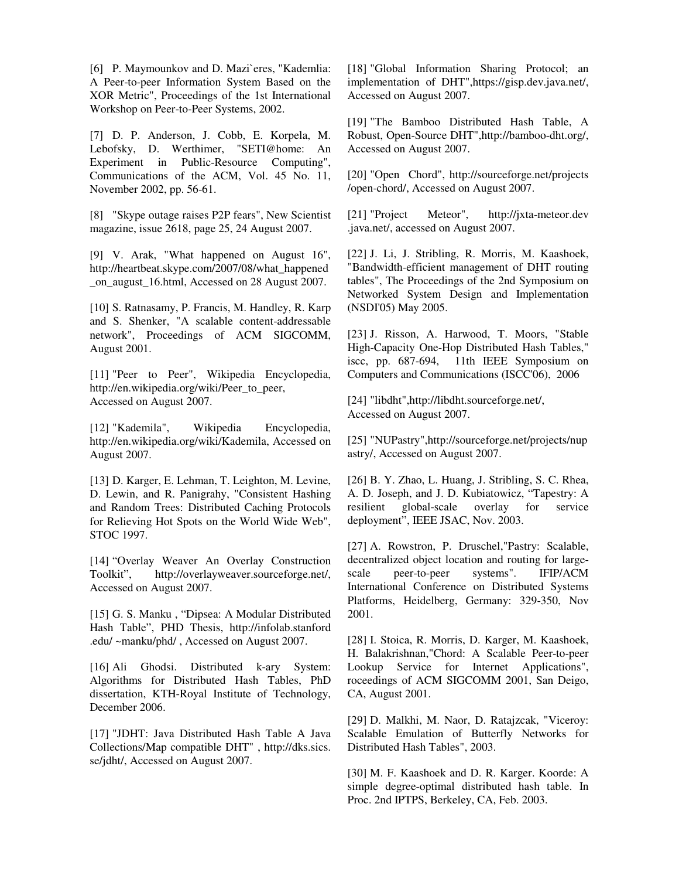[6] P. Maymounkov and D. Mazi`eres, "Kademlia: A Peer-to-peer Information System Based on the XOR Metric", Proceedings of the 1st International Workshop on Peer-to-Peer Systems, 2002.

[7] D. P. Anderson, J. Cobb, E. Korpela, M. Lebofsky, D. Werthimer, "SETI@home: An Experiment in Public-Resource Computing", Communications of the ACM, Vol. 45 No. 11, November 2002, pp. 56-61.

[8] "Skype outage raises P2P fears", New Scientist magazine, issue 2618, page 25, 24 August 2007.

[9] V. Arak, "What happened on August 16", http://heartbeat.skype.com/2007/08/what_happened_on_august_16.html, Accessed on 28 August 2007.

[10] S. Ratnasamy, P. Francis, M. Handley, R. Karp and S. Shenker, "A scalable content-addressable network", Proceedings of ACM SIGCOMM, August 2001.

[11] "Peer to Peer", Wikipedia Encyclopedia, http://en.wikipedia.org/wiki/Peer_to_peer, Accessed on August 2007.

[12] "Kademila", Wikipedia Encyclopedia, http://en.wikipedia.org/wiki/Kademila, Accessed on August 2007.

[13] D. Karger, E. Lehman, T. Leighton, M. Levine, D. Lewin, and R. Panigrahy, "Consistent Hashing and Random Trees: Distributed Caching Protocols for Relieving Hot Spots on the World Wide Web", STOC 1997.

[14] "Overlay Weaver An Overlay Construction Toolkit", http://overlayweaver.sourceforge.net/, Accessed on August 2007.

[15] G. S. Manku , "Dipsea: A Modular Distributed Hash Table", PHD Thesis, http://infolab.stanford.edu/ ~manku/phd/ , Accessed on August 2007.

[16] Ali Ghodsi. Distributed k-ary System: Algorithms for Distributed Hash Tables, PhD dissertation, KTH-Royal Institute of Technology, December 2006.

[17] "JDHT: Java Distributed Hash Table A Java Collections/Map compatible DHT" , http://dks.sics.se/jdht/, Accessed on August 2007.

[18] "Global Information Sharing Protocol; an implementation of DHT",https://gisp.dev.java.net/, Accessed on August 2007.

[19] "The Bamboo Distributed Hash Table, A Robust, Open-Source DHT",http://bamboo-dht.org/, Accessed on August 2007.

[20] "Open Chord", http://sourceforge.net/projects/open-chord/, Accessed on August 2007.

[21] "Project Meteor", http://jxta-meteor.dev.java.net/, accessed on August 2007.

[22] J. Li, J. Stribling, R. Morris, M. Kaashoek, "Bandwidth-efficient management of DHT routing tables", The Proceedings of the 2nd Symposium on Networked System Design and Implementation (NSDI'05) May 2005.

[23] J. Risson, A. Harwood, T. Moors, "Stable High-Capacity One-Hop Distributed Hash Tables," iscc, pp. 687-694, 11th IEEE Symposium on Computers and Communications (ISCC'06), 2006

[24] "libdht",http://libdht.sourceforge.net/, Accessed on August 2007.

[25] "NUPastry",http://sourceforge.net/projects/nupastry/, Accessed on August 2007.

[26] B. Y. Zhao, L. Huang, J. Stribling, S. C. Rhea, A. D. Joseph, and J. D. Kubiatowicz, "Tapestry: A resilient global-scale overlay for service deployment", IEEE JSAC, Nov. 2003.

[27] A. Rowstron, P. Druschel,"Pastry: Scalable, decentralized object location and routing for large-scale peer-to-peer systems". IFIP/ACM International Conference on Distributed Systems Platforms, Heidelberg, Germany: 329-350, Nov 2001.

[28] I. Stoica, R. Morris, D. Karger, M. Kaashoek, H. Balakrishnan,"Chord: A Scalable Peer-to-peer Lookup Service for Internet Applications", roceedings of ACM SIGCOMM 2001, San Deigo, CA, August 2001.

[29] D. Malkhi, M. Naor, D. Ratajzcak, "Viceroy: Scalable Emulation of Butterfly Networks for Distributed Hash Tables", 2003.

[30] M. F. Kaashoek and D. R. Karger. Koorde: A simple degree-optimal distributed hash table. In Proc. 2nd IPTPS, Berkeley, CA, Feb. 2003.